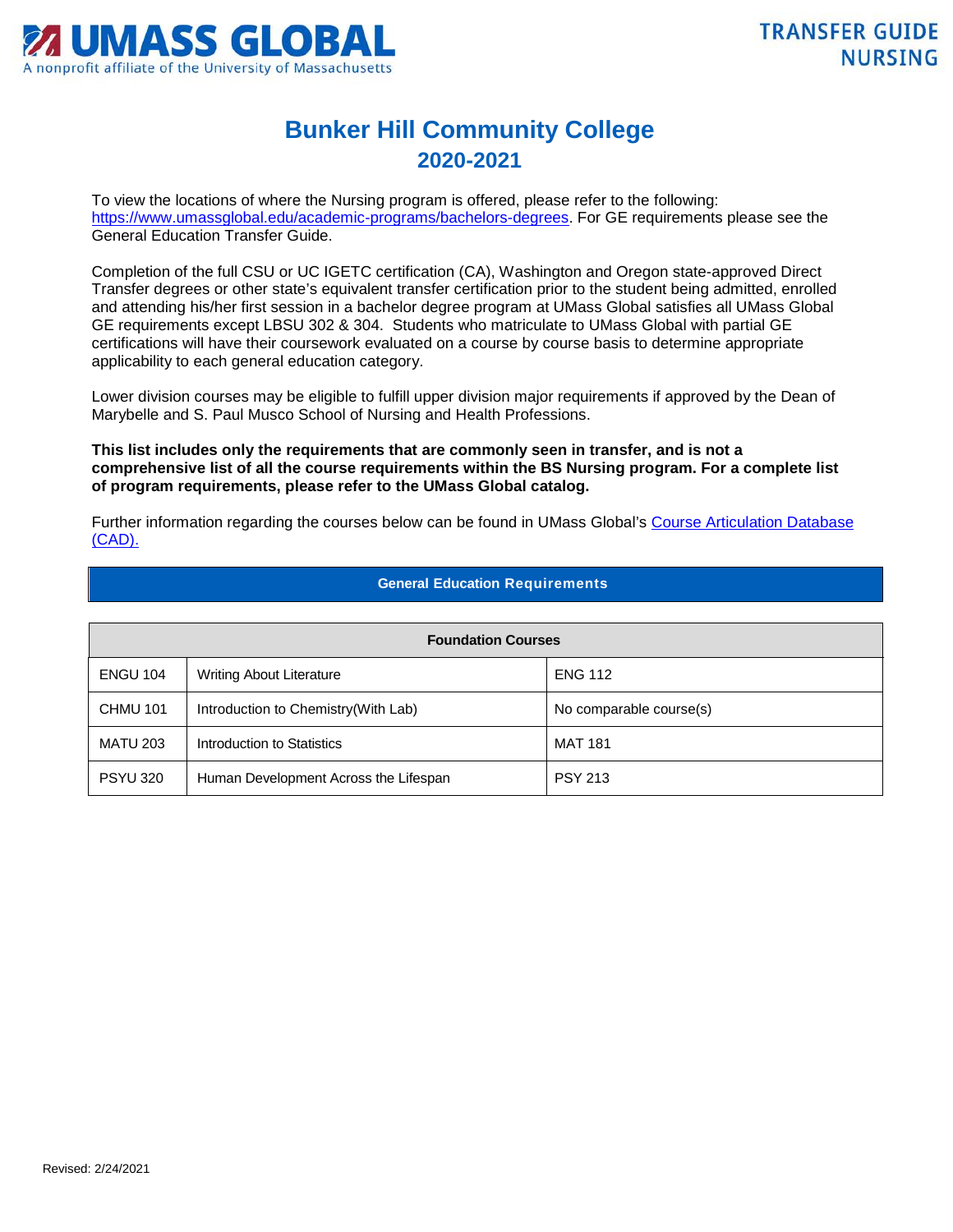UMASS GLOBAL
A nonprofit affiliate of the University of Massachusetts

TRANSFER GUIDE
NURSING

# Bunker Hill Community College

## 2020-2021

To view the locations of where the Nursing program is offered, please refer to the following: https://www.umassglobal.edu/academic-programs/bachelors-degrees. For GE requirements please see the General Education Transfer Guide.

Completion of the full CSU or UC IGETC certification (CA), Washington and Oregon state-approved Direct Transfer degrees or other state's equivalent transfer certification prior to the student being admitted, enrolled and attending his/her first session in a bachelor degree program at UMass Global satisfies all UMass Global GE requirements except LBSU 302 & 304. Students who matriculate to UMass Global with partial GE certifications will have their coursework evaluated on a course by course basis to determine appropriate applicability to each general education category.

Lower division courses may be eligible to fulfill upper division major requirements if approved by the Dean of Marybelle and S. Paul Musco School of Nursing and Health Professions.

**This list includes only the requirements that are commonly seen in transfer, and is not a comprehensive list of all the course requirements within the BS Nursing program. For a complete list of program requirements, please refer to the UMass Global catalog.**

Further information regarding the courses below can be found in UMass Global's Course Articulation Database (CAD).

### General Education Requirements

| Foundation Courses | | |
|---|---|---|
| ENGU 104 | Writing About Literature | ENG 112 |
| CHMU 101 | Introduction to Chemistry(With Lab) | No comparable course(s) |
| MATU 203 | Introduction to Statistics | MAT 181 |
| PSYU 320 | Human Development Across the Lifespan | PSY 213 |

Revised: 2/24/2021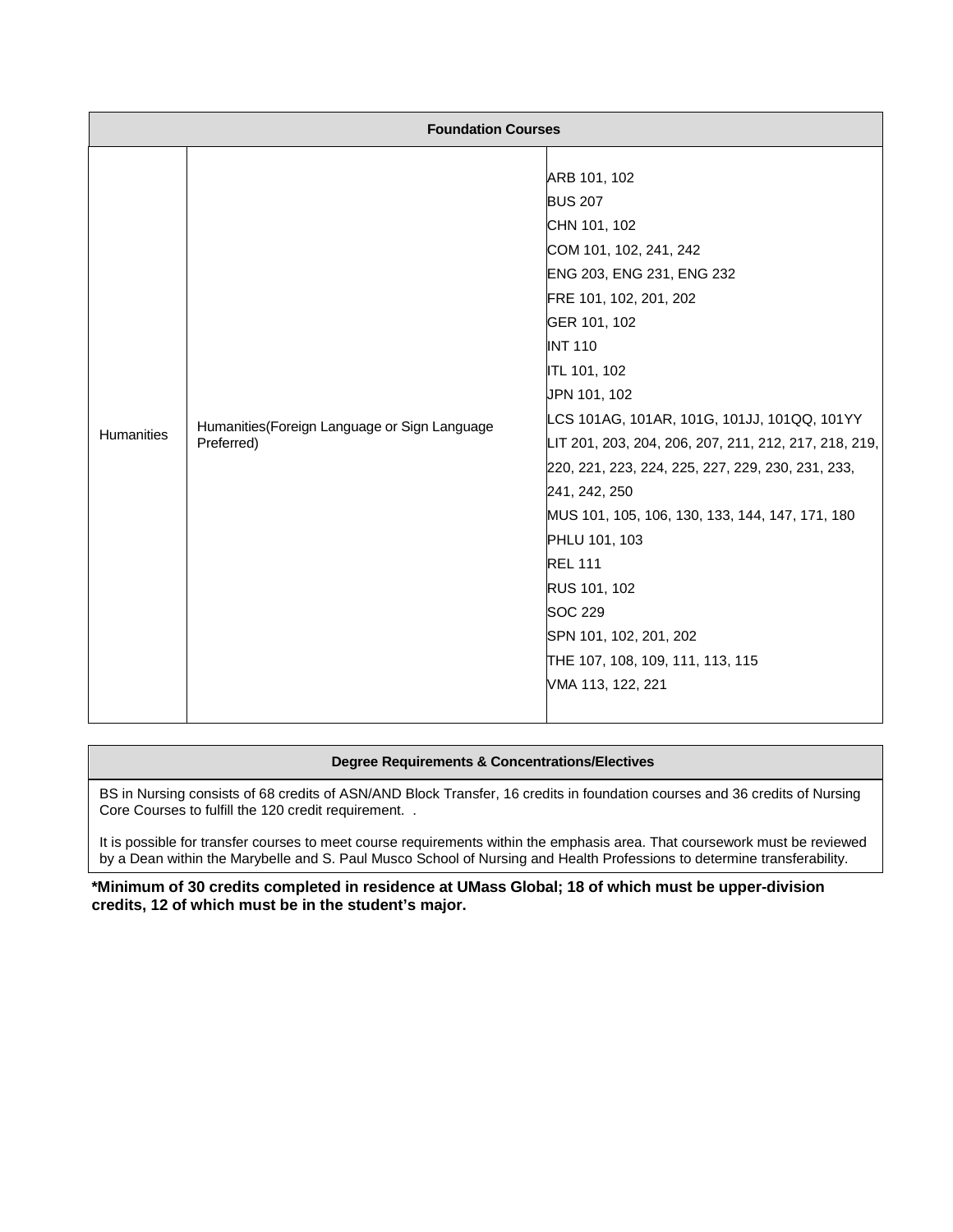| Foundation Courses | | |
|---|---|---|
| Humanities | Humanities(Foreign Language or Sign Language Preferred) | ARB 101, 102<br>BUS 207<br>CHN 101, 102<br>COM 101, 102, 241, 242<br>ENG 203, ENG 231, ENG 232<br>FRE 101, 102, 201, 202<br>GER 101, 102<br>INT 110<br>ITL 101, 102<br>JPN 101, 102<br>LCS 101AG, 101AR, 101G, 101JJ, 101QQ, 101YY<br>LIT 201, 203, 204, 206, 207, 211, 212, 217, 218, 219, 220, 221, 223, 224, 225, 227, 229, 230, 231, 233, 241, 242, 250<br>MUS 101, 105, 106, 130, 133, 144, 147, 171, 180<br>PHLU 101, 103<br>REL 111<br>RUS 101, 102<br>SOC 229<br>SPN 101, 102, 201, 202<br>THE 107, 108, 109, 111, 113, 115<br>VMA 113, 122, 221 |

| Degree Requirements & Concentrations/Electives |
|---|
| BS in Nursing consists of 68 credits of ASN/AND Block Transfer, 16 credits in foundation courses and 36 credits of Nursing Core Courses to fulfill the 120 credit requirement.  .<br><br>It is possible for transfer courses to meet course requirements within the emphasis area. That coursework must be reviewed by a Dean within the Marybelle and S. Paul Musco School of Nursing and Health Professions to determine transferability. |

**\*Minimum of 30 credits completed in residence at UMass Global; 18 of which must be upper-division credits, 12 of which must be in the student's major.**